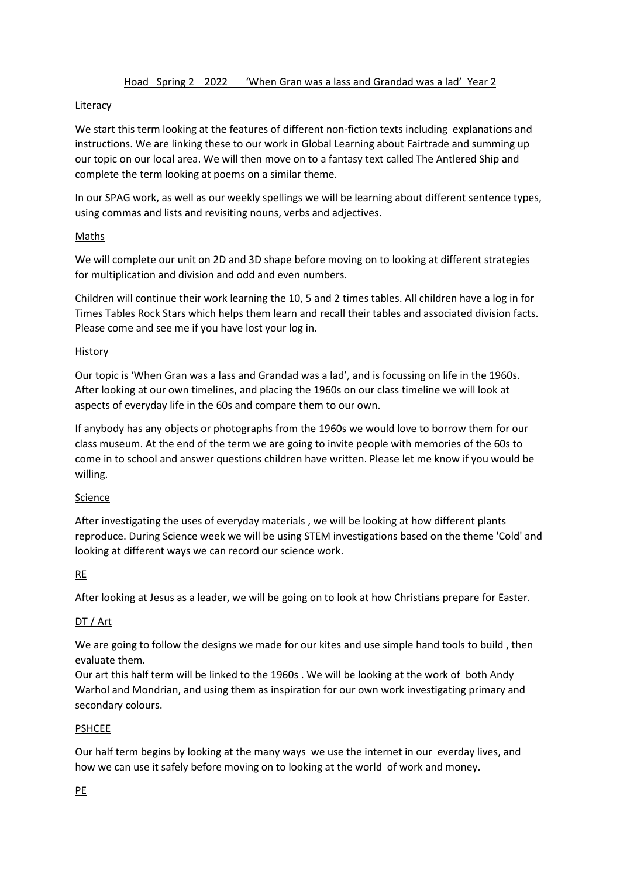Hoad Spring 2 2022 'When Gran was a lass and Grandad was a lad' Year 2

## Literacy

We start this term looking at the features of different non-fiction texts including explanations and instructions. We are linking these to our work in Global Learning about Fairtrade and summing up our topic on our local area. We will then move on to a fantasy text called The Antlered Ship and complete the term looking at poems on a similar theme.

In our SPAG work, as well as our weekly spellings we will be learning about different sentence types, using commas and lists and revisiting nouns, verbs and adjectives.

## Maths

We will complete our unit on 2D and 3D shape before moving on to looking at different strategies for multiplication and division and odd and even numbers.

Children will continue their work learning the 10, 5 and 2 times tables. All children have a log in for Times Tables Rock Stars which helps them learn and recall their tables and associated division facts. Please come and see me if you have lost your log in.

## History

Our topic is 'When Gran was a lass and Grandad was a lad', and is focussing on life in the 1960s. After looking at our own timelines, and placing the 1960s on our class timeline we will look at aspects of everyday life in the 60s and compare them to our own.

If anybody has any objects or photographs from the 1960s we would love to borrow them for our class museum. At the end of the term we are going to invite people with memories of the 60s to come in to school and answer questions children have written. Please let me know if you would be willing.

## Science

After investigating the uses of everyday materials , we will be looking at how different plants reproduce. During Science week we will be using STEM investigations based on the theme 'Cold' and looking at different ways we can record our science work.

## RE

After looking at Jesus as a leader, we will be going on to look at how Christians prepare for Easter.

## DT / Art

We are going to follow the designs we made for our kites and use simple hand tools to build , then evaluate them.

Our art this half term will be linked to the 1960s . We will be looking at the work of both Andy Warhol and Mondrian, and using them as inspiration for our own work investigating primary and secondary colours.

## PSHCEE

Our half term begins by looking at the many ways we use the internet in our everday lives, and how we can use it safely before moving on to looking at the world of work and money.

## PE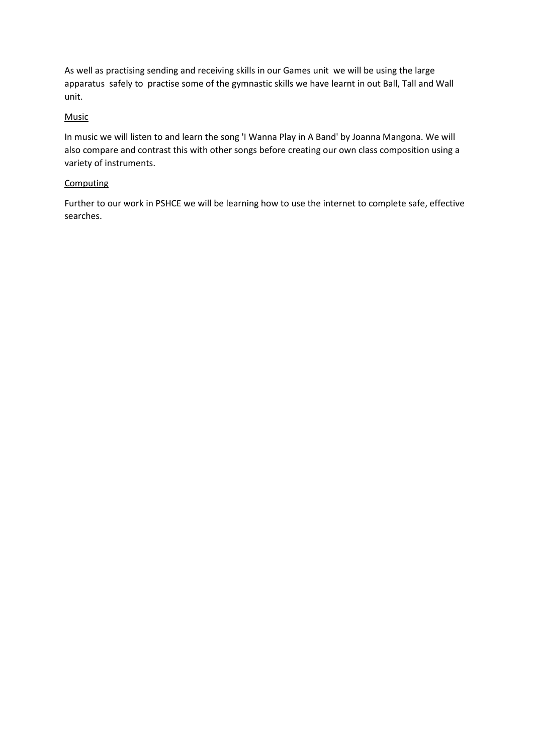As well as practising sending and receiving skills in our Games unit we will be using the large apparatus safely to practise some of the gymnastic skills we have learnt in out Ball, Tall and Wall unit.

<u>Music</u>

In music we will listen to and learn the song 'I Wanna Play in A Band' by Joanna Mangona. We will also compare and contrast this with other songs before creating our own class composition using a variety of instruments.

<u>Computing</u>

Further to our work in PSHCE we will be learning how to use the internet to complete safe, effective searches.